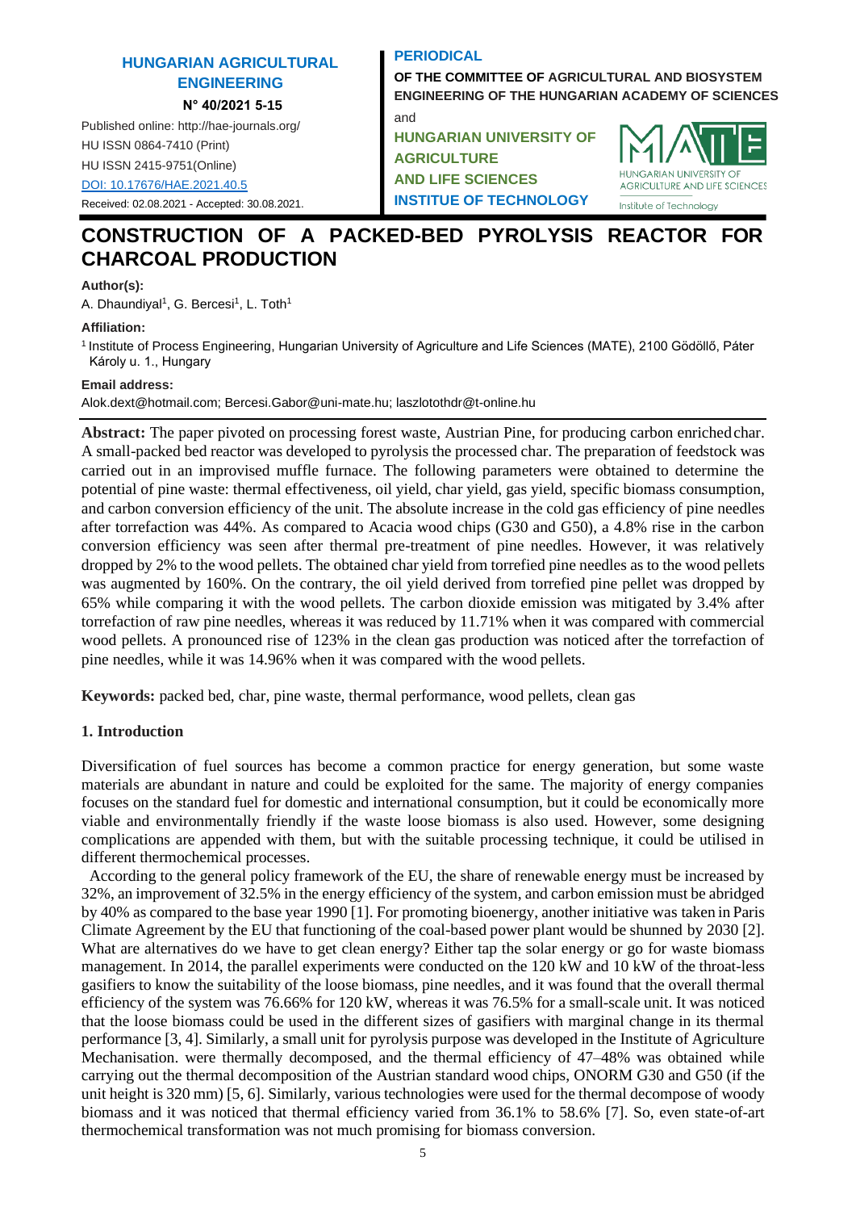**HUNGARIAN AGRICULTURAL ENGINEERING**

**N° 40/2021 5-15**

Published online: http://hae-journals.org/
HU ISSN 0864-7410 (Print)
HU ISSN 2415-9751(Online)
DOI: 10.17676/HAE.2021.40.5
Received: 02.08.2021 - Accepted: 30.08.2021.

**PERIODICAL**

**OF THE COMMITTEE OF AGRICULTURAL AND BIOSYSTEM ENGINEERING OF THE HUNGARIAN ACADEMY OF SCIENCES**

and

**HUNGARIAN UNIVERSITY OF AGRICULTURE AND LIFE SCIENCES INSTITUE OF TECHNOLOGY**

# CONSTRUCTION OF A PACKED-BED PYROLYSIS REACTOR FOR CHARCOAL PRODUCTION

**Author(s):**

A. Dhaundiyal[1], G. Bercesi[1], L. Toth[1]

**Affiliation:**

[1] Institute of Process Engineering, Hungarian University of Agriculture and Life Sciences (MATE), 2100 Gödöllő, Páter Károly u. 1., Hungary

**Email address:**

Alok.dext@hotmail.com; Bercesi.Gabor@uni-mate.hu; laszlotothdr@t-online.hu

**Abstract:** The paper pivoted on processing forest waste, Austrian Pine, for producing carbon enriched char. A small-packed bed reactor was developed to pyrolysis the processed char. The preparation of feedstock was carried out in an improvised muffle furnace. The following parameters were obtained to determine the potential of pine waste: thermal effectiveness, oil yield, char yield, gas yield, specific biomass consumption, and carbon conversion efficiency of the unit. The absolute increase in the cold gas efficiency of pine needles after torrefaction was 44%. As compared to Acacia wood chips (G30 and G50), a 4.8% rise in the carbon conversion efficiency was seen after thermal pre-treatment of pine needles. However, it was relatively dropped by 2% to the wood pellets. The obtained char yield from torrefied pine needles as to the wood pellets was augmented by 160%. On the contrary, the oil yield derived from torrefied pine pellet was dropped by 65% while comparing it with the wood pellets. The carbon dioxide emission was mitigated by 3.4% after torrefaction of raw pine needles, whereas it was reduced by 11.71% when it was compared with commercial wood pellets. A pronounced rise of 123% in the clean gas production was noticed after the torrefaction of pine needles, while it was 14.96% when it was compared with the wood pellets.

**Keywords:** packed bed, char, pine waste, thermal performance, wood pellets, clean gas

## 1. Introduction

Diversification of fuel sources has become a common practice for energy generation, but some waste materials are abundant in nature and could be exploited for the same. The majority of energy companies focuses on the standard fuel for domestic and international consumption, but it could be economically more viable and environmentally friendly if the waste loose biomass is also used. However, some designing complications are appended with them, but with the suitable processing technique, it could be utilised in different thermochemical processes.

According to the general policy framework of the EU, the share of renewable energy must be increased by 32%, an improvement of 32.5% in the energy efficiency of the system, and carbon emission must be abridged by 40% as compared to the base year 1990 [1]. For promoting bioenergy, another initiative was taken in Paris Climate Agreement by the EU that functioning of the coal-based power plant would be shunned by 2030 [2]. What are alternatives do we have to get clean energy? Either tap the solar energy or go for waste biomass management. In 2014, the parallel experiments were conducted on the 120 kW and 10 kW of the throat-less gasifiers to know the suitability of the loose biomass, pine needles, and it was found that the overall thermal efficiency of the system was 76.66% for 120 kW, whereas it was 76.5% for a small-scale unit. It was noticed that the loose biomass could be used in the different sizes of gasifiers with marginal change in its thermal performance [3, 4]. Similarly, a small unit for pyrolysis purpose was developed in the Institute of Agriculture Mechanisation. were thermally decomposed, and the thermal efficiency of 47–48% was obtained while carrying out the thermal decomposition of the Austrian standard wood chips, ONORM G30 and G50 (if the unit height is 320 mm) [5, 6]. Similarly, various technologies were used for the thermal decompose of woody biomass and it was noticed that thermal efficiency varied from 36.1% to 58.6% [7]. So, even state-of-art thermochemical transformation was not much promising for biomass conversion.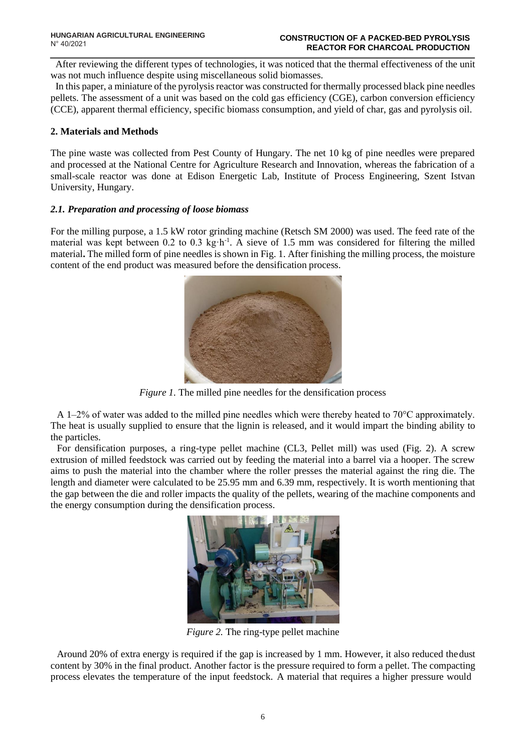After reviewing the different types of technologies, it was noticed that the thermal effectiveness of the unit was not much influence despite using miscellaneous solid biomasses.

In this paper, a miniature of the pyrolysis reactor was constructed for thermally processed black pine needles pellets. The assessment of a unit was based on the cold gas efficiency (CGE), carbon conversion efficiency (CCE), apparent thermal efficiency, specific biomass consumption, and yield of char, gas and pyrolysis oil.

## 2. Materials and Methods

The pine waste was collected from Pest County of Hungary. The net 10 kg of pine needles were prepared and processed at the National Centre for Agriculture Research and Innovation, whereas the fabrication of a small-scale reactor was done at Edison Energetic Lab, Institute of Process Engineering, Szent Istvan University, Hungary.

### *2.1. Preparation and processing of loose biomass*

For the milling purpose, a 1.5 kW rotor grinding machine (Retsch SM 2000) was used. The feed rate of the material was kept between 0.2 to 0.3 $kg \cdot h^{-1}$. A sieve of 1.5 mm was considered for filtering the milled material**.** The milled form of pine needles is shown in Fig. 1. After finishing the milling process, the moisture content of the end product was measured before the densification process.

*Figure 1.* The milled pine needles for the densification process

A 1–2% of water was added to the milled pine needles which were thereby heated to 70°C approximately. The heat is usually supplied to ensure that the lignin is released, and it would impart the binding ability to the particles.

For densification purposes, a ring-type pellet machine (CL3, Pellet mill) was used (Fig. 2). A screw extrusion of milled feedstock was carried out by feeding the material into a barrel via a hooper. The screw aims to push the material into the chamber where the roller presses the material against the ring die. The length and diameter were calculated to be 25.95 mm and 6.39 mm, respectively. It is worth mentioning that the gap between the die and roller impacts the quality of the pellets, wearing of the machine components and the energy consumption during the densification process.

*Figure 2.* The ring-type pellet machine

Around 20% of extra energy is required if the gap is increased by 1 mm. However, it also reduced the dust content by 30% in the final product. Another factor is the pressure required to form a pellet. The compacting process elevates the temperature of the input feedstock. A material that requires a higher pressure would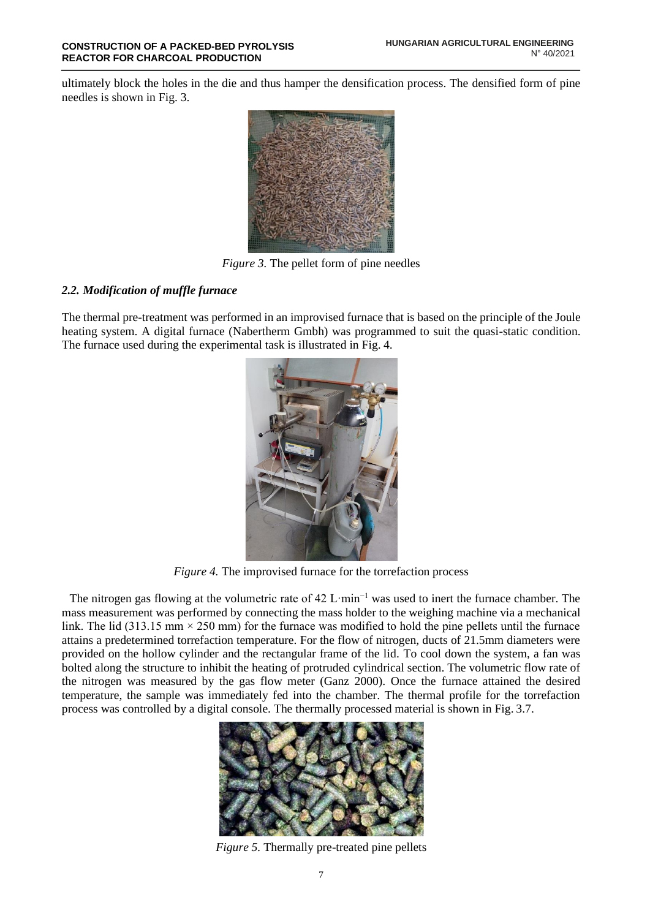ultimately block the holes in the die and thus hamper the densification process. The densified form of pine needles is shown in Fig. 3.

*Figure 3.* The pellet form of pine needles

### *2.2. Modification of muffle furnace*

The thermal pre-treatment was performed in an improvised furnace that is based on the principle of the Joule heating system. A digital furnace (Nabertherm Gmbh) was programmed to suit the quasi-static condition. The furnace used during the experimental task is illustrated in Fig. 4.

*Figure 4.* The improvised furnace for the torrefaction process

The nitrogen gas flowing at the volumetric rate of 42 $L \cdot min^{-1}$ was used to inert the furnace chamber. The mass measurement was performed by connecting the mass holder to the weighing machine via a mechanical link. The lid (313.15 mm × 250 mm) for the furnace was modified to hold the pine pellets until the furnace attains a predetermined torrefaction temperature. For the flow of nitrogen, ducts of 21.5mm diameters were provided on the hollow cylinder and the rectangular frame of the lid. To cool down the system, a fan was bolted along the structure to inhibit the heating of protruded cylindrical section. The volumetric flow rate of the nitrogen was measured by the gas flow meter (Ganz 2000). Once the furnace attained the desired temperature, the sample was immediately fed into the chamber. The thermal profile for the torrefaction process was controlled by a digital console. The thermally processed material is shown in Fig. 3.7.

*Figure 5.* Thermally pre-treated pine pellets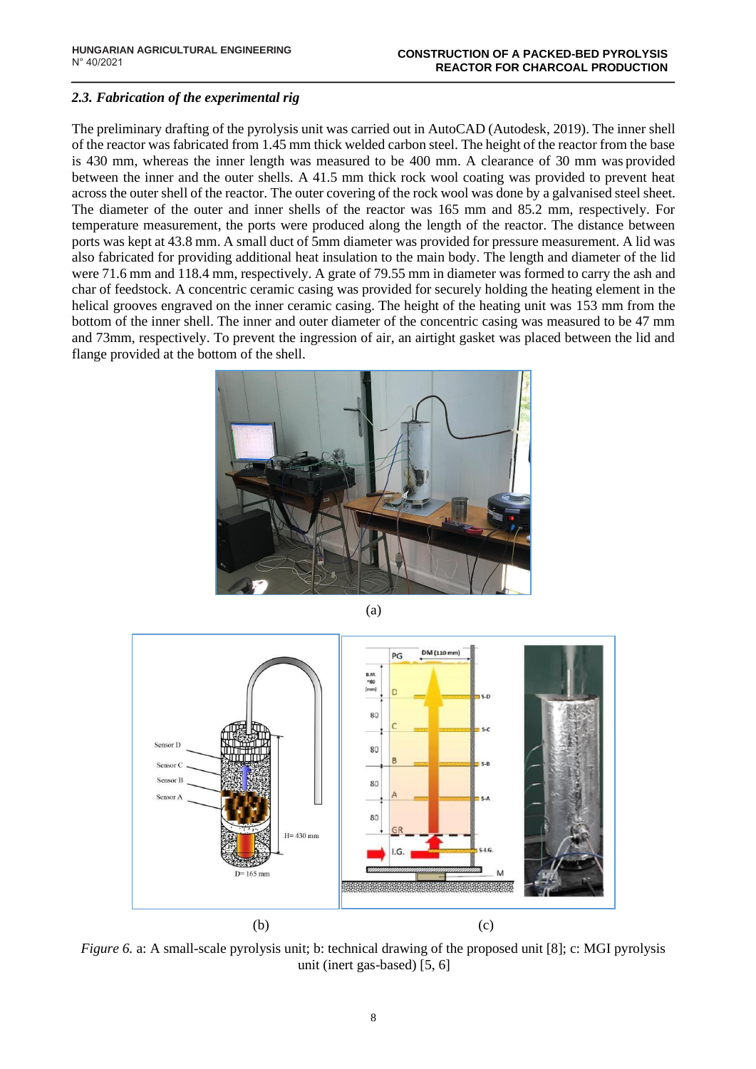### *2.3. Fabrication of the experimental rig*

The preliminary drafting of the pyrolysis unit was carried out in AutoCAD (Autodesk, 2019). The inner shell of the reactor was fabricated from 1.45 mm thick welded carbon steel. The height of the reactor from the base is 430 mm, whereas the inner length was measured to be 400 mm. A clearance of 30 mm was provided between the inner and the outer shells. A 41.5 mm thick rock wool coating was provided to prevent heat across the outer shell of the reactor. The outer covering of the rock wool was done by a galvanised steel sheet. The diameter of the outer and inner shells of the reactor was 165 mm and 85.2 mm, respectively. For temperature measurement, the ports were produced along the length of the reactor. The distance between ports was kept at 43.8 mm. A small duct of 5mm diameter was provided for pressure measurement. A lid was also fabricated for providing additional heat insulation to the main body. The length and diameter of the lid were 71.6 mm and 118.4 mm, respectively. A grate of 79.55 mm in diameter was formed to carry the ash and char of feedstock. A concentric ceramic casing was provided for securely holding the heating element in the helical grooves engraved on the inner ceramic casing. The height of the heating unit was 153 mm from the bottom of the inner shell. The inner and outer diameter of the concentric casing was measured to be 47 mm and 73mm, respectively. To prevent the ingression of air, an airtight gasket was placed between the lid and flange provided at the bottom of the shell.

(a)

Sensor D
Sensor C
Sensor B
Sensor A
H= 430 mm
D= 165 mm

PG
DM (110 mm)
B.M. ~80 [mm]
D
80
C
80
B
80
A
80
GR
I.G.
S-D
S-C
S-B
S-A
S-I.G.
M

(b) (c)

*Figure 6.* a: A small-scale pyrolysis unit; b: technical drawing of the proposed unit [8]; c: MGI pyrolysis unit (inert gas-based) [5, 6]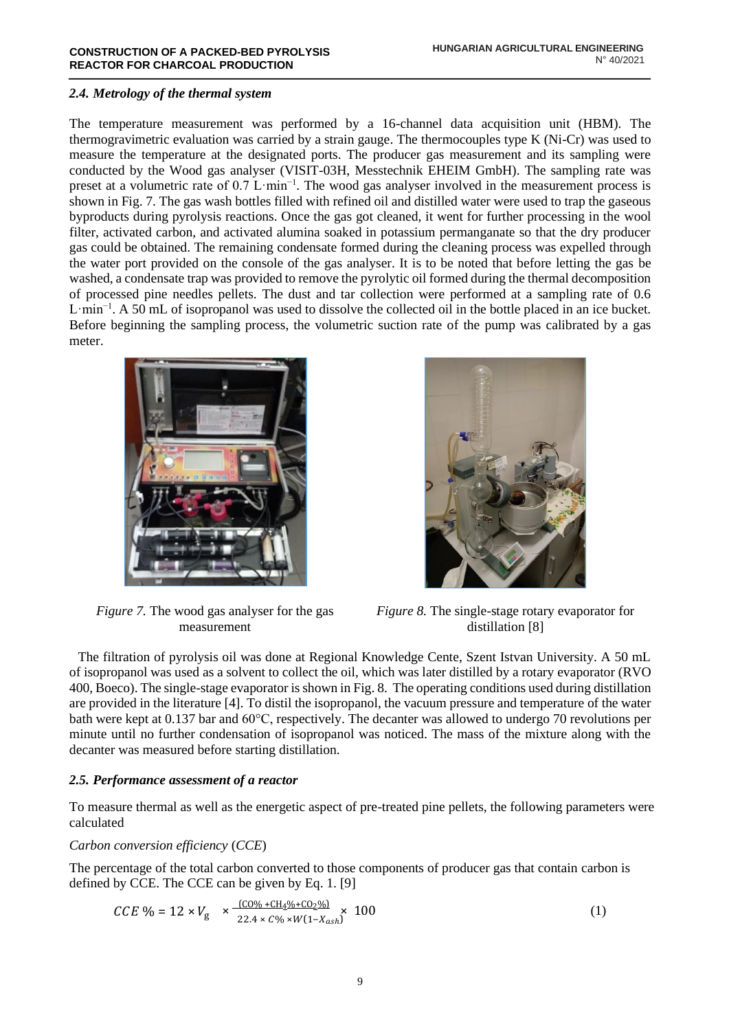### *2.4. Metrology of the thermal system*

The temperature measurement was performed by a 16-channel data acquisition unit (HBM). The thermogravimetric evaluation was carried by a strain gauge. The thermocouples type K (Ni-Cr) was used to measure the temperature at the designated ports. The producer gas measurement and its sampling were conducted by the Wood gas analyser (VISIT-03H, Messtechnik EHEIM GmbH). The sampling rate was preset at a volumetric rate of 0.7 $L \cdot min^{-1}$. The wood gas analyser involved in the measurement process is shown in Fig. 7. The gas wash bottles filled with refined oil and distilled water were used to trap the gaseous byproducts during pyrolysis reactions. Once the gas got cleaned, it went for further processing in the wool filter, activated carbon, and activated alumina soaked in potassium permanganate so that the dry producer gas could be obtained. The remaining condensate formed during the cleaning process was expelled through the water port provided on the console of the gas analyser. It is to be noted that before letting the gas be washed, a condensate trap was provided to remove the pyrolytic oil formed during the thermal decomposition of processed pine needles pellets. The dust and tar collection were performed at a sampling rate of 0.6 $L \cdot min^{-1}$. A 50 mL of isopropanol was used to dissolve the collected oil in the bottle placed in an ice bucket. Before beginning the sampling process, the volumetric suction rate of the pump was calibrated by a gas meter.

*Figure 7.* The wood gas analyser for the gas measurement

*Figure 8.* The single-stage rotary evaporator for distillation [8]

The filtration of pyrolysis oil was done at Regional Knowledge Cente, Szent Istvan University. A 50 mL of isopropanol was used as a solvent to collect the oil, which was later distilled by a rotary evaporator (RVO 400, Boeco). The single-stage evaporator is shown in Fig. 8. The operating conditions used during distillation are provided in the literature [4]. To distil the isopropanol, the vacuum pressure and temperature of the water bath were kept at 0.137 bar and 60°C, respectively. The decanter was allowed to undergo 70 revolutions per minute until no further condensation of isopropanol was noticed. The mass of the mixture along with the decanter was measured before starting distillation.

### *2.5. Performance assessment of a reactor*

To measure thermal as well as the energetic aspect of pre-treated pine pellets, the following parameters were calculated

*Carbon conversion efficiency* (*CCE*)

The percentage of the total carbon converted to those components of producer gas that contain carbon is defined by CCE. The CCE can be given by Eq. 1. [9]

$$CCE\,\% = 12 \times V_g \times \frac{(CO\% + CH_4\% + CO_2\%)}{22.4 \times C\% \times W(1 - X_{ash})} \times 100 \qquad (1)$$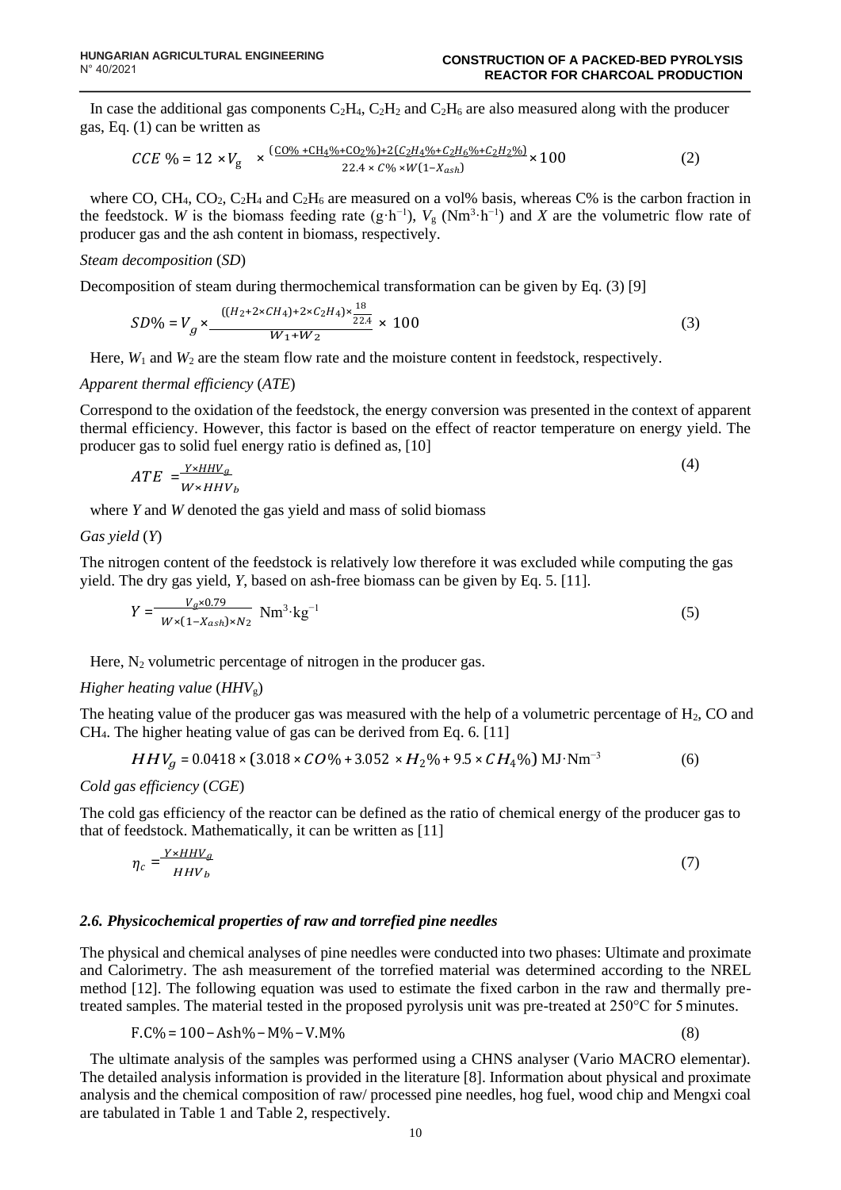In case the additional gas components $C_2H_4$, $C_2H_2$ and $C_2H_6$ are also measured along with the producer gas, Eq. (1) can be written as

$$CCE\ \% = 12 \times V_g \times \frac{(CO\% + CH_4\% + CO_2\%) + 2(C_2H_4\% + C_2H_6\% + C_2H_2\%)}{22.4 \times C\% \times W(1 - X_{ash})} \times 100 \tag{2}$$

where CO, $CH_4$, $CO_2$, $C_2H_4$ and $C_2H_6$ are measured on a vol% basis, whereas C% is the carbon fraction in the feedstock. $W$ is the biomass feeding rate (g·h$^{-1}$), $V_g$ (Nm$^3$·h$^{-1}$) and $X$ are the volumetric flow rate of producer gas and the ash content in biomass, respectively.

*Steam decomposition* (*SD*)

Decomposition of steam during thermochemical transformation can be given by Eq. (3) [9]

$$SD\% = V_g \times \frac{((H_2 + 2 \times CH_4) + 2 \times C_2H_4) \times \frac{18}{22.4}}{W_1 + W_2} \times 100 \tag{3}$$

Here, $W_1$ and $W_2$ are the steam flow rate and the moisture content in feedstock, respectively.

*Apparent thermal efficiency* (*ATE*)

Correspond to the oxidation of the feedstock, the energy conversion was presented in the context of apparent thermal efficiency. However, this factor is based on the effect of reactor temperature on energy yield. The producer gas to solid fuel energy ratio is defined as, [10]

$$ATE = \frac{Y \times HHV_g}{W \times HHV_b} \tag{4}$$

where $Y$ and $W$ denoted the gas yield and mass of solid biomass

*Gas yield* (*Y*)

The nitrogen content of the feedstock is relatively low therefore it was excluded while computing the gas yield. The dry gas yield, $Y$, based on ash-free biomass can be given by Eq. 5. [11].

$$Y = \frac{V_g \times 0.79}{W \times (1 - X_{ash}) \times N_2}\ \text{Nm}^3\cdot\text{kg}^{-1} \tag{5}$$

Here, $N_2$ volumetric percentage of nitrogen in the producer gas.

*Higher heating value* ($HHV_g$)

The heating value of the producer gas was measured with the help of a volumetric percentage of $H_2$, CO and $CH_4$. The higher heating value of gas can be derived from Eq. 6. [11]

$$HHV_g = 0.0418 \times (3.018 \times CO\% + 3.052 \times H_2\% + 9.5 \times CH_4\%)\ \text{MJ}\cdot\text{Nm}^{-3} \tag{6}$$

*Cold gas efficiency* (*CGE*)

The cold gas efficiency of the reactor can be defined as the ratio of chemical energy of the producer gas to that of feedstock. Mathematically, it can be written as [11]

$$\eta_c = \frac{Y \times HHV_g}{HHV_b} \tag{7}$$

### *2.6. Physicochemical properties of raw and torrefied pine needles*

The physical and chemical analyses of pine needles were conducted into two phases: Ultimate and proximate and Calorimetry. The ash measurement of the torrefied material was determined according to the NREL method [12]. The following equation was used to estimate the fixed carbon in the raw and thermally pre-treated samples. The material tested in the proposed pyrolysis unit was pre-treated at 250°C for 5 minutes.

$$\text{F.C\%} = 100 - \text{Ash\%} - \text{M\%} - \text{V.M\%} \tag{8}$$

The ultimate analysis of the samples was performed using a CHNS analyser (Vario MACRO elementar). The detailed analysis information is provided in the literature [8]. Information about physical and proximate analysis and the chemical composition of raw/ processed pine needles, hog fuel, wood chip and Mengxi coal are tabulated in Table 1 and Table 2, respectively.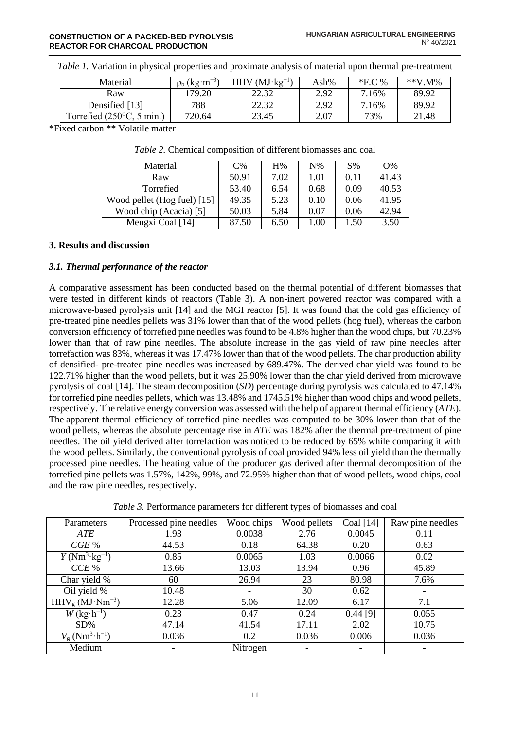*Table 1.* Variation in physical properties and proximate analysis of material upon thermal pre-treatment

| Material | $\rho_b$ (kg·m$^{-3}$) | HHV (MJ·kg$^{-1}$) | Ash% | *F.C % | **V.M% |
|---|---|---|---|---|---|
| Raw | 179.20 | 22.32 | 2.92 | 7.16% | 89.92 |
| Densified [13] | 788 | 22.32 | 2.92 | 7.16% | 89.92 |
| Torrefied (250°C, 5 min.) | 720.64 | 23.45 | 2.07 | 73% | 21.48 |

*Fixed carbon ** Volatile matter

*Table 2.* Chemical composition of different biomasses and coal

| Material | C% | H% | N% | S% | O% |
|---|---|---|---|---|---|
| Raw | 50.91 | 7.02 | 1.01 | 0.11 | 41.43 |
| Torrefied | 53.40 | 6.54 | 0.68 | 0.09 | 40.53 |
| Wood pellet (Hog fuel) [15] | 49.35 | 5.23 | 0.10 | 0.06 | 41.95 |
| Wood chip (Acacia) [5] | 50.03 | 5.84 | 0.07 | 0.06 | 42.94 |
| Mengxi Coal [14] | 87.50 | 6.50 | 1.00 | 1.50 | 3.50 |

## 3. Results and discussion

### *3.1. Thermal performance of the reactor*

A comparative assessment has been conducted based on the thermal potential of different biomasses that were tested in different kinds of reactors (Table 3). A non-inert powered reactor was compared with a microwave-based pyrolysis unit [14] and the MGI reactor [5]. It was found that the cold gas efficiency of pre-treated pine needles pellets was 31% lower than that of the wood pellets (hog fuel), whereas the carbon conversion efficiency of torrefied pine needles was found to be 4.8% higher than the wood chips, but 70.23% lower than that of raw pine needles. The absolute increase in the gas yield of raw pine needles after torrefaction was 83%, whereas it was 17.47% lower than that of the wood pellets. The char production ability of densified- pre-treated pine needles was increased by 689.47%. The derived char yield was found to be 122.71% higher than the wood pellets, but it was 25.90% lower than the char yield derived from microwave pyrolysis of coal [14]. The steam decomposition (*SD*) percentage during pyrolysis was calculated to 47.14% for torrefied pine needles pellets, which was 13.48% and 1745.51% higher than wood chips and wood pellets, respectively. The relative energy conversion was assessed with the help of apparent thermal efficiency (*ATE*). The apparent thermal efficiency of torrefied pine needles was computed to be 30% lower than that of the wood pellets, whereas the absolute percentage rise in *ATE* was 182% after the thermal pre-treatment of pine needles. The oil yield derived after torrefaction was noticed to be reduced by 65% while comparing it with the wood pellets. Similarly, the conventional pyrolysis of coal provided 94% less oil yield than the thermally processed pine needles. The heating value of the producer gas derived after thermal decomposition of the torrefied pine pellets was 1.57%, 142%, 99%, and 72.95% higher than that of wood pellets, wood chips, coal and the raw pine needles, respectively.

*Table 3.* Performance parameters for different types of biomasses and coal

| Parameters | Processed pine needles | Wood chips | Wood pellets | Coal [14] | Raw pine needles |
|---|---|---|---|---|---|
| *ATE* | 1.93 | 0.0038 | 2.76 | 0.0045 | 0.11 |
| *CGE* % | 44.53 | 0.18 | 64.38 | 0.20 | 0.63 |
| $Y$ (Nm$^3$·kg$^{-1}$) | 0.85 | 0.0065 | 1.03 | 0.0066 | 0.02 |
| *CCE* % | 13.66 | 13.03 | 13.94 | 0.96 | 45.89 |
| Char yield % | 60 | 26.94 | 23 | 80.98 | 7.6% |
| Oil yield % | 10.48 | - | 30 | 0.62 | - |
| HHV$_g$ (MJ·Nm$^{-3}$) | 12.28 | 5.06 | 12.09 | 6.17 | 7.1 |
| $W$ (kg·h$^{-1}$) | 0.23 | 0.47 | 0.24 | 0.44 [9] | 0.055 |
| SD% | 47.14 | 41.54 | 17.11 | 2.02 | 10.75 |
| $V_g$ (Nm$^3$·h$^{-1}$) | 0.036 | 0.2 | 0.036 | 0.006 | 0.036 |
| Medium | - | Nitrogen | - | - | - |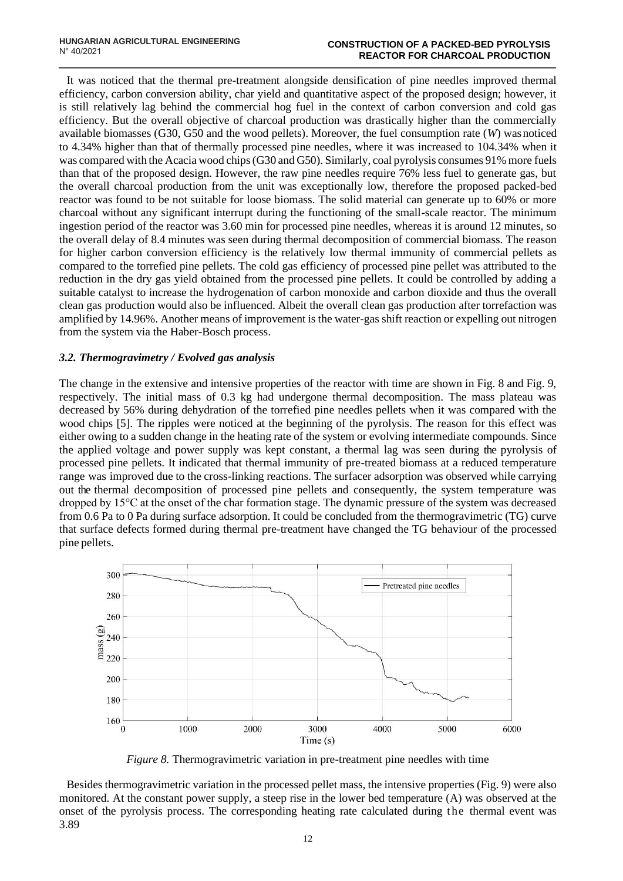It was noticed that the thermal pre-treatment alongside densification of pine needles improved thermal efficiency, carbon conversion ability, char yield and quantitative aspect of the proposed design; however, it is still relatively lag behind the commercial hog fuel in the context of carbon conversion and cold gas efficiency. But the overall objective of charcoal production was drastically higher than the commercially available biomasses (G30, G50 and the wood pellets). Moreover, the fuel consumption rate (*W*) was noticed to 4.34% higher than that of thermally processed pine needles, where it was increased to 104.34% when it was compared with the Acacia wood chips (G30 and G50). Similarly, coal pyrolysis consumes 91% more fuels than that of the proposed design. However, the raw pine needles require 76% less fuel to generate gas, but the overall charcoal production from the unit was exceptionally low, therefore the proposed packed-bed reactor was found to be not suitable for loose biomass. The solid material can generate up to 60% or more charcoal without any significant interrupt during the functioning of the small-scale reactor. The minimum ingestion period of the reactor was 3.60 min for processed pine needles, whereas it is around 12 minutes, so the overall delay of 8.4 minutes was seen during thermal decomposition of commercial biomass. The reason for higher carbon conversion efficiency is the relatively low thermal immunity of commercial pellets as compared to the torrefied pine pellets. The cold gas efficiency of processed pine pellet was attributed to the reduction in the dry gas yield obtained from the processed pine pellets. It could be controlled by adding a suitable catalyst to increase the hydrogenation of carbon monoxide and carbon dioxide and thus the overall clean gas production would also be influenced. Albeit the overall clean gas production after torrefaction was amplified by 14.96%. Another means of improvement is the water-gas shift reaction or expelling out nitrogen from the system via the Haber-Bosch process.

### *3.2. Thermogravimetry / Evolved gas analysis*

The change in the extensive and intensive properties of the reactor with time are shown in Fig. 8 and Fig. 9, respectively. The initial mass of 0.3 kg had undergone thermal decomposition. The mass plateau was decreased by 56% during dehydration of the torrefied pine needles pellets when it was compared with the wood chips [5]. The ripples were noticed at the beginning of the pyrolysis. The reason for this effect was either owing to a sudden change in the heating rate of the system or evolving intermediate compounds. Since the applied voltage and power supply was kept constant, a thermal lag was seen during the pyrolysis of processed pine pellets. It indicated that thermal immunity of pre-treated biomass at a reduced temperature range was improved due to the cross-linking reactions. The surfacer adsorption was observed while carrying out the thermal decomposition of processed pine pellets and consequently, the system temperature was dropped by 15°C at the onset of the char formation stage. The dynamic pressure of the system was decreased from 0.6 Pa to 0 Pa during surface adsorption. It could be concluded from the thermogravimetric (TG) curve that surface defects formed during thermal pre-treatment have changed the TG behaviour of the processed pine pellets.

mass (g)
300
280
260
240
220
200
180
160
0 1000 2000 3000 4000 5000 6000
Time (s)
Pretreated pine needles

*Figure 8.* Thermogravimetric variation in pre-treatment pine needles with time

Besides thermogravimetric variation in the processed pellet mass, the intensive properties (Fig. 9) were also monitored. At the constant power supply, a steep rise in the lower bed temperature (A) was observed at the onset of the pyrolysis process. The corresponding heating rate calculated during the thermal event was 3.89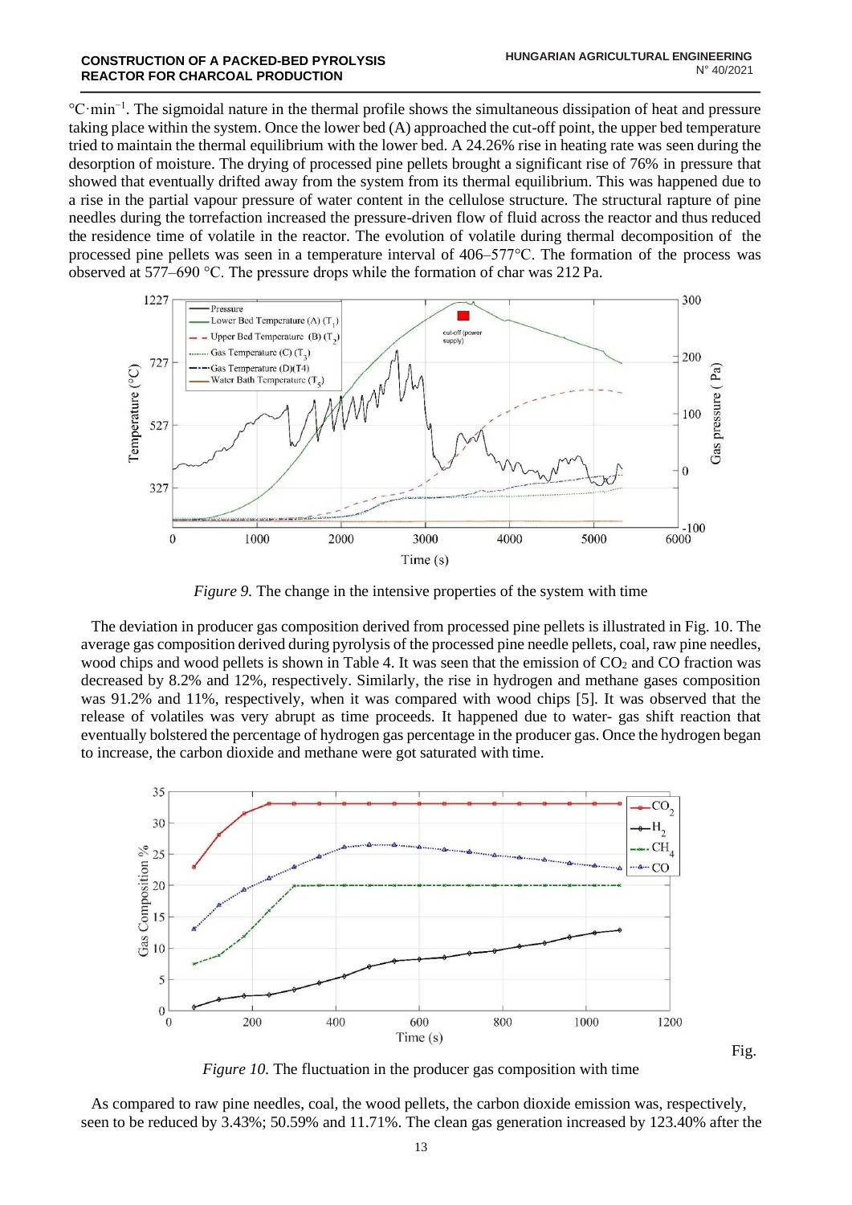°C·min⁻¹. The sigmoidal nature in the thermal profile shows the simultaneous dissipation of heat and pressure taking place within the system. Once the lower bed (A) approached the cut-off point, the upper bed temperature tried to maintain the thermal equilibrium with the lower bed. A 24.26% rise in heating rate was seen during the desorption of moisture. The drying of processed pine pellets brought a significant rise of 76% in pressure that showed that eventually drifted away from the system from its thermal equilibrium. This was happened due to a rise in the partial vapour pressure of water content in the cellulose structure. The structural rapture of pine needles during the torrefaction increased the pressure-driven flow of fluid across the reactor and thus reduced the residence time of volatile in the reactor. The evolution of volatile during thermal decomposition of the processed pine pellets was seen in a temperature interval of 406–577°C. The formation of the process was observed at 577–690 °C. The pressure drops while the formation of char was 212 Pa.

Pressure
Lower Bed Temperature (A) ($T_1$)
Upper Bed Temperature (B) ($T_2$)
Gas Temperature (C) ($T_3$)
Gas Temperature (D)(T4)
Water Bath Temperature ($T_5$)
cut-off (power supply)
Temperature (°C)
1227
727
527
327
Gas pressure ( Pa)
300
200
100
0
-100
Time (s)
0 1000 2000 3000 4000 5000 6000

*Figure 9.* The change in the intensive properties of the system with time

The deviation in producer gas composition derived from processed pine pellets is illustrated in Fig. 10. The average gas composition derived during pyrolysis of the processed pine needle pellets, coal, raw pine needles, wood chips and wood pellets is shown in Table 4. It was seen that the emission of $CO_2$ and CO fraction was decreased by 8.2% and 12%, respectively. Similarly, the rise in hydrogen and methane gases composition was 91.2% and 11%, respectively, when it was compared with wood chips [5]. It was observed that the release of volatiles was very abrupt as time proceeds. It happened due to water- gas shift reaction that eventually bolstered the percentage of hydrogen gas percentage in the producer gas. Once the hydrogen began to increase, the carbon dioxide and methane were got saturated with time.

$CO_2$
$H_2$
$CH_4$
CO
Gas Composition %
35
30
25
20
15
10
5
0
Time (s)
0 200 400 600 800 1000 1200

Fig.

*Figure 10.* The fluctuation in the producer gas composition with time

As compared to raw pine needles, coal, the wood pellets, the carbon dioxide emission was, respectively, seen to be reduced by 3.43%; 50.59% and 11.71%. The clean gas generation increased by 123.40% after the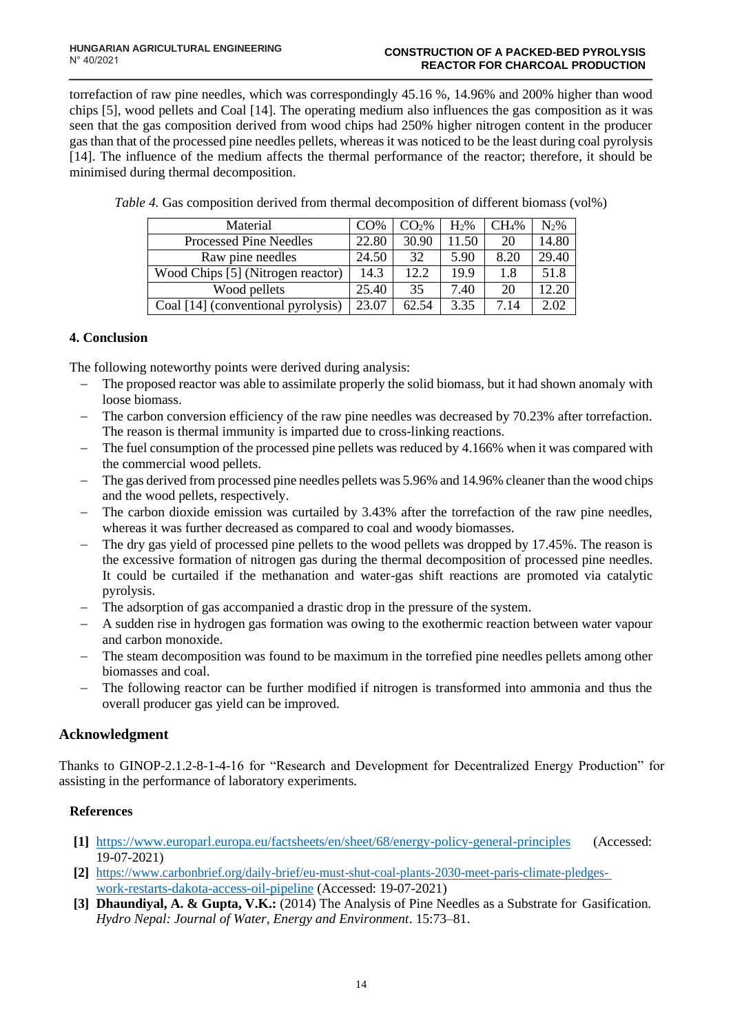torrefaction of raw pine needles, which was correspondingly 45.16 %, 14.96% and 200% higher than wood chips [5], wood pellets and Coal [14]. The operating medium also influences the gas composition as it was seen that the gas composition derived from wood chips had 250% higher nitrogen content in the producer gas than that of the processed pine needles pellets, whereas it was noticed to be the least during coal pyrolysis [14]. The influence of the medium affects the thermal performance of the reactor; therefore, it should be minimised during thermal decomposition.

*Table 4.* Gas composition derived from thermal decomposition of different biomass (vol%)

| Material | CO% | $CO_2$% | $H_2$% | $CH_4$% | $N_2$% |
|---|---|---|---|---|---|
| Processed Pine Needles | 22.80 | 30.90 | 11.50 | 20 | 14.80 |
| Raw pine needles | 24.50 | 32 | 5.90 | 8.20 | 29.40 |
| Wood Chips [5] (Nitrogen reactor) | 14.3 | 12.2 | 19.9 | 1.8 | 51.8 |
| Wood pellets | 25.40 | 35 | 7.40 | 20 | 12.20 |
| Coal [14] (conventional pyrolysis) | 23.07 | 62.54 | 3.35 | 7.14 | 2.02 |

## 4. Conclusion

The following noteworthy points were derived during analysis:

- The proposed reactor was able to assimilate properly the solid biomass, but it had shown anomaly with loose biomass.
- The carbon conversion efficiency of the raw pine needles was decreased by 70.23% after torrefaction. The reason is thermal immunity is imparted due to cross-linking reactions.
- The fuel consumption of the processed pine pellets was reduced by 4.166% when it was compared with the commercial wood pellets.
- The gas derived from processed pine needles pellets was 5.96% and 14.96% cleaner than the wood chips and the wood pellets, respectively.
- The carbon dioxide emission was curtailed by 3.43% after the torrefaction of the raw pine needles, whereas it was further decreased as compared to coal and woody biomasses.
- The dry gas yield of processed pine pellets to the wood pellets was dropped by 17.45%. The reason is the excessive formation of nitrogen gas during the thermal decomposition of processed pine needles. It could be curtailed if the methanation and water-gas shift reactions are promoted via catalytic pyrolysis.
- The adsorption of gas accompanied a drastic drop in the pressure of the system.
- A sudden rise in hydrogen gas formation was owing to the exothermic reaction between water vapour and carbon monoxide.
- The steam decomposition was found to be maximum in the torrefied pine needles pellets among other biomasses and coal.
- The following reactor can be further modified if nitrogen is transformed into ammonia and thus the overall producer gas yield can be improved.

## Acknowledgment

Thanks to GINOP-2.1.2-8-1-4-16 for "Research and Development for Decentralized Energy Production" for assisting in the performance of laboratory experiments.

## References

**[1]** https://www.europarl.europa.eu/factsheets/en/sheet/68/energy-policy-general-principles (Accessed: 19-07-2021)

**[2]** https://www.carbonbrief.org/daily-brief/eu-must-shut-coal-plants-2030-meet-paris-climate-pledges-work-restarts-dakota-access-oil-pipeline (Accessed: 19-07-2021)

**[3]** **Dhaundiyal, A. & Gupta, V.K.:** (2014) The Analysis of Pine Needles as a Substrate for Gasification. *Hydro Nepal: Journal of Water, Energy and Environment*. 15:73–81.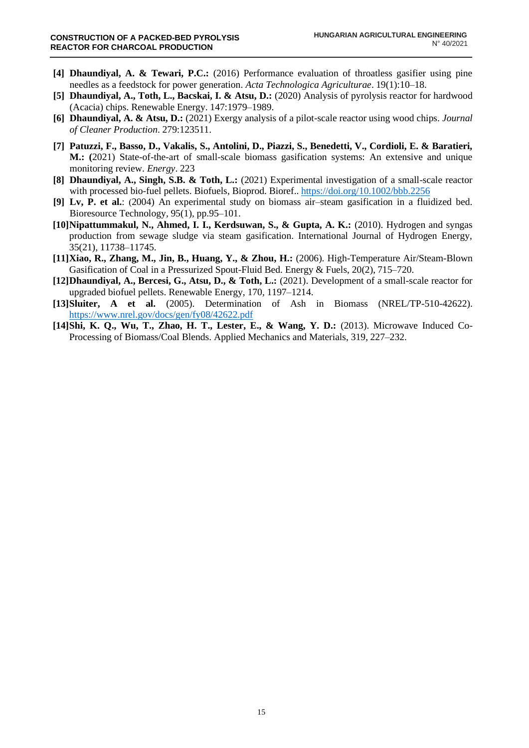- **[4] Dhaundiyal, A. & Tewari, P.C.:** (2016) Performance evaluation of throatless gasifier using pine needles as a feedstock for power generation. *Acta Technologica Agriculturae*. 19(1):10–18.
- **[5] Dhaundiyal, A., Toth, L., Bacskai, I. & Atsu, D.:** (2020) Analysis of pyrolysis reactor for hardwood (Acacia) chips. Renewable Energy. 147:1979–1989.
- **[6] Dhaundiyal, A. & Atsu, D.:** (2021) Exergy analysis of a pilot-scale reactor using wood chips. *Journal of Cleaner Production*. 279:123511.
- **[7] Patuzzi, F., Basso, D., Vakalis, S., Antolini, D., Piazzi, S., Benedetti, V., Cordioli, E. & Baratieri, M.: (**2021) State-of-the-art of small-scale biomass gasification systems: An extensive and unique monitoring review. *Energy*. 223
- **[8] Dhaundiyal, A., Singh, S.B. & Toth, L.:** (2021) Experimental investigation of a small-scale reactor with processed bio-fuel pellets. Biofuels, Bioprod. Bioref.. https://doi.org/10.1002/bbb.2256
- **[9] Lv, P. et al.**: (2004) An experimental study on biomass air–steam gasification in a fluidized bed. Bioresource Technology, 95(1), pp.95–101.
- **[10]Nipattummakul, N., Ahmed, I. I., Kerdsuwan, S., & Gupta, A. K.:** (2010). Hydrogen and syngas production from sewage sludge via steam gasification. International Journal of Hydrogen Energy, 35(21), 11738–11745.
- **[11]Xiao, R., Zhang, M., Jin, B., Huang, Y., & Zhou, H.:** (2006). High-Temperature Air/Steam-Blown Gasification of Coal in a Pressurized Spout-Fluid Bed. Energy & Fuels, 20(2), 715–720.
- **[12]Dhaundiyal, A., Bercesi, G., Atsu, D., & Toth, L.:** (2021). Development of a small-scale reactor for upgraded biofuel pellets. Renewable Energy, 170, 1197–1214.
- **[13]Sluiter, A et al.** (2005). Determination of Ash in Biomass (NREL/TP-510-42622). https://www.nrel.gov/docs/gen/fy08/42622.pdf
- **[14]Shi, K. Q., Wu, T., Zhao, H. T., Lester, E., & Wang, Y. D.:** (2013). Microwave Induced Co-Processing of Biomass/Coal Blends. Applied Mechanics and Materials, 319, 227–232.